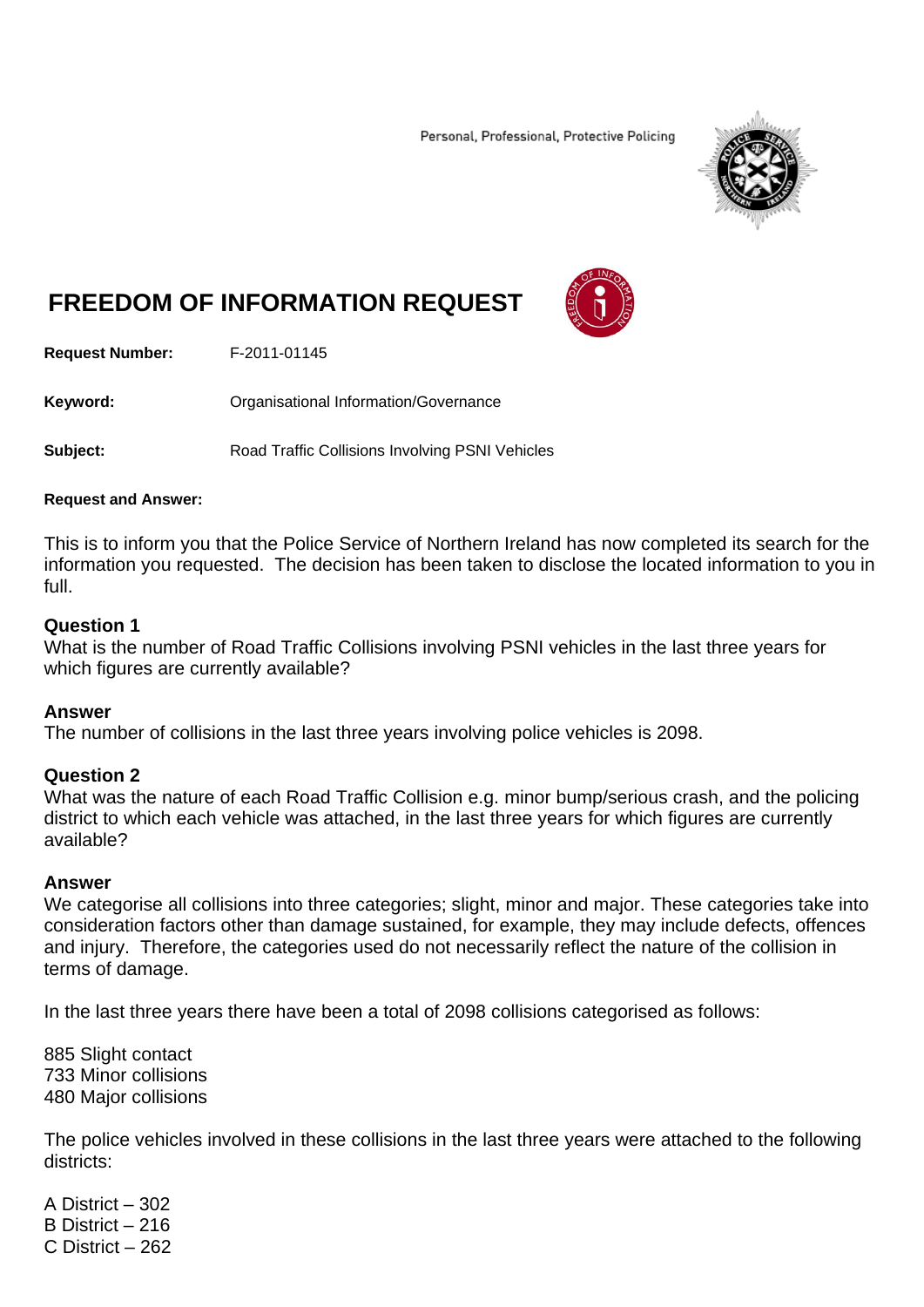Personal, Professional, Protective Policing

# FREEDOM OF INFORMATION REQUEST

**Request Number:** F-2011-01145

**Keyword:** Organisational Information/Governance

**Subject:** Road Traffic Collisions Involving PSNI Vehicles

**Request and Answer:**

This is to inform you that the Police Service of Northern Ireland has now completed its search for the information you requested. The decision has been taken to disclose the located information to you in full.

**Question 1**
What is the number of Road Traffic Collisions involving PSNI vehicles in the last three years for which figures are currently available?

**Answer**
The number of collisions in the last three years involving police vehicles is 2098.

**Question 2**
What was the nature of each Road Traffic Collision e.g. minor bump/serious crash, and the policing district to which each vehicle was attached, in the last three years for which figures are currently available?

**Answer**
We categorise all collisions into three categories; slight, minor and major. These categories take into consideration factors other than damage sustained, for example, they may include defects, offences and injury. Therefore, the categories used do not necessarily reflect the nature of the collision in terms of damage.

In the last three years there have been a total of 2098 collisions categorised as follows:

885 Slight contact
733 Minor collisions
480 Major collisions

The police vehicles involved in these collisions in the last three years were attached to the following districts:

A District – 302
B District – 216
C District – 262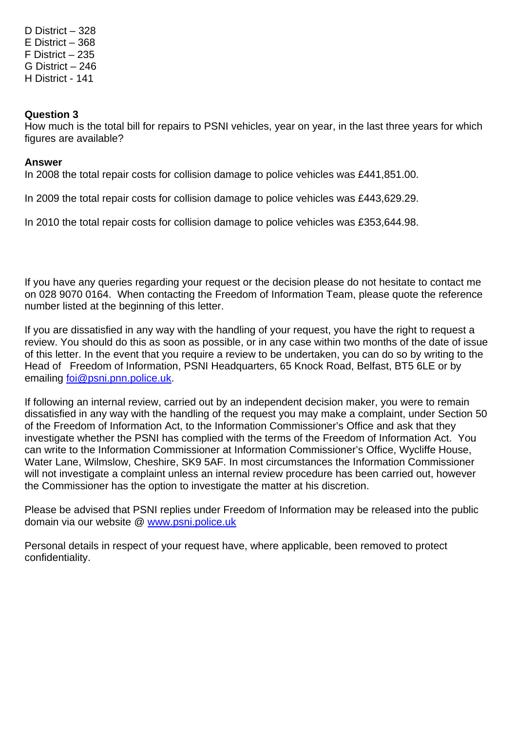D District – 328
E District – 368
F District – 235
G District – 246
H District - 141

**Question 3**
How much is the total bill for repairs to PSNI vehicles, year on year, in the last three years for which figures are available?

**Answer**
In 2008 the total repair costs for collision damage to police vehicles was £441,851.00.

In 2009 the total repair costs for collision damage to police vehicles was £443,629.29.

In 2010 the total repair costs for collision damage to police vehicles was £353,644.98.

If you have any queries regarding your request or the decision please do not hesitate to contact me on 028 9070 0164. When contacting the Freedom of Information Team, please quote the reference number listed at the beginning of this letter.

If you are dissatisfied in any way with the handling of your request, you have the right to request a review. You should do this as soon as possible, or in any case within two months of the date of issue of this letter. In the event that you require a review to be undertaken, you can do so by writing to the Head of Freedom of Information, PSNI Headquarters, 65 Knock Road, Belfast, BT5 6LE or by emailing [foi@psni.pnn.police.uk](mailto:foi@psni.pnn.police.uk).

If following an internal review, carried out by an independent decision maker, you were to remain dissatisfied in any way with the handling of the request you may make a complaint, under Section 50 of the Freedom of Information Act, to the Information Commissioner's Office and ask that they investigate whether the PSNI has complied with the terms of the Freedom of Information Act. You can write to the Information Commissioner at Information Commissioner's Office, Wycliffe House, Water Lane, Wilmslow, Cheshire, SK9 5AF. In most circumstances the Information Commissioner will not investigate a complaint unless an internal review procedure has been carried out, however the Commissioner has the option to investigate the matter at his discretion.

Please be advised that PSNI replies under Freedom of Information may be released into the public domain via our website @ [www.psni.police.uk](http://www.psni.police.uk)

Personal details in respect of your request have, where applicable, been removed to protect confidentiality.